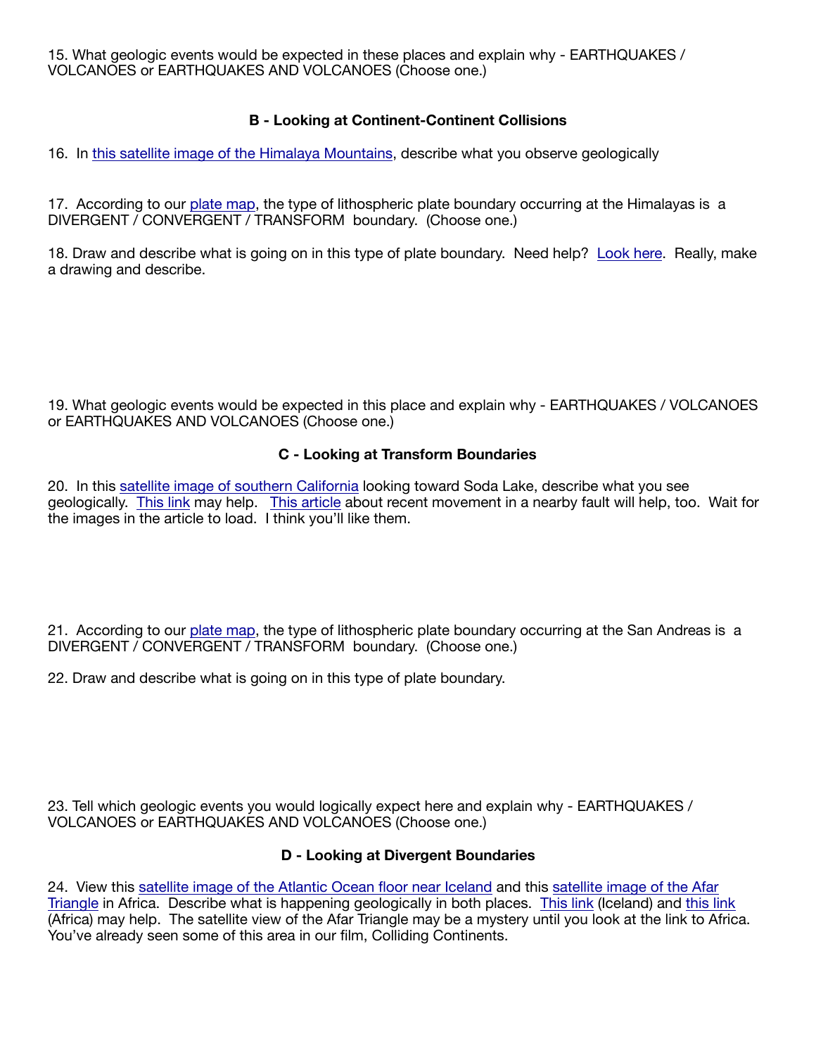15. What geologic events would be expected in these places and explain why - EARTHQUAKES / VOLCANOES or EARTHQUAKES AND VOLCANOES (Choose one.)

### B - Looking at Continent-Continent Collisions

16. In this satellite image of the Himalaya Mountains, describe what you observe geologically

17. According to our plate map, the type of lithospheric plate boundary occurring at the Himalayas is a DIVERGENT / CONVERGENT / TRANSFORM boundary. (Choose one.)

18. Draw and describe what is going on in this type of plate boundary. Need help? Look here. Really, make a drawing and describe.

19. What geologic events would be expected in this place and explain why - EARTHQUAKES / VOLCANOES or EARTHQUAKES AND VOLCANOES (Choose one.)

### C - Looking at Transform Boundaries

20. In this satellite image of southern California looking toward Soda Lake, describe what you see geologically. This link may help. This article about recent movement in a nearby fault will help, too. Wait for the images in the article to load. I think you'll like them.

21. According to our plate map, the type of lithospheric plate boundary occurring at the San Andreas is a DIVERGENT / CONVERGENT / TRANSFORM boundary. (Choose one.)

22. Draw and describe what is going on in this type of plate boundary.

23. Tell which geologic events you would logically expect here and explain why - EARTHQUAKES / VOLCANOES or EARTHQUAKES AND VOLCANOES (Choose one.)

### D - Looking at Divergent Boundaries

24. View this satellite image of the Atlantic Ocean floor near Iceland and this satellite image of the Afar Triangle in Africa. Describe what is happening geologically in both places. This link (Iceland) and this link (Africa) may help. The satellite view of the Afar Triangle may be a mystery until you look at the link to Africa. You've already seen some of this area in our film, Colliding Continents.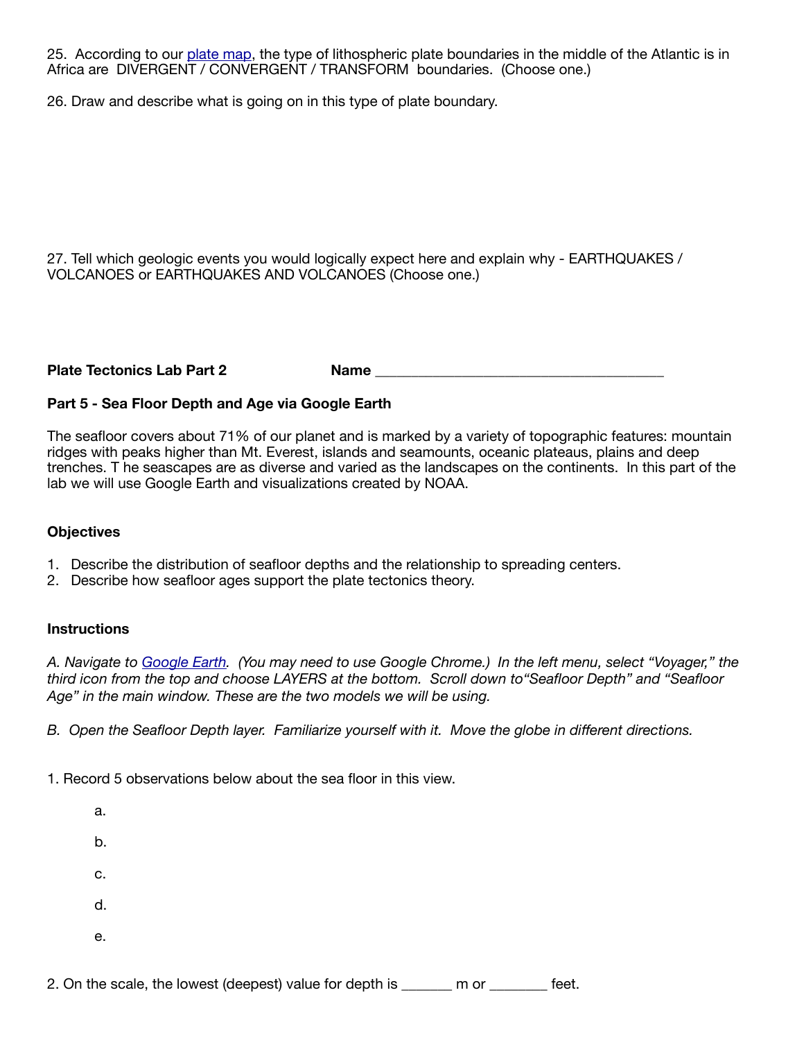25. According to our [plate map](), the type of lithospheric plate boundaries in the middle of the Atlantic is in Africa are DIVERGENT / CONVERGENT / TRANSFORM boundaries. (Choose one.)

26. Draw and describe what is going on in this type of plate boundary.

27. Tell which geologic events you would logically expect here and explain why - EARTHQUAKES / VOLCANOES or EARTHQUAKES AND VOLCANOES (Choose one.)

**Plate Tectonics Lab Part 2** **Name** ______________________________________

**Part 5 - Sea Floor Depth and Age via Google Earth**

The seafloor covers about 71% of our planet and is marked by a variety of topographic features: mountain ridges with peaks higher than Mt. Everest, islands and seamounts, oceanic plateaus, plains and deep trenches. T he seascapes are as diverse and varied as the landscapes on the continents. In this part of the lab we will use Google Earth and visualizations created by NOAA.

**Objectives**

1. Describe the distribution of seafloor depths and the relationship to spreading centers.
2. Describe how seafloor ages support the plate tectonics theory.

**Instructions**

*A. Navigate to [Google Earth](). (You may need to use Google Chrome.) In the left menu, select "Voyager," the third icon from the top and choose LAYERS at the bottom. Scroll down to"Seafloor Depth" and "Seafloor Age" in the main window. These are the two models we will be using.*

*B. Open the Seafloor Depth layer. Familiarize yourself with it. Move the globe in different directions.*

1. Record 5 observations below about the sea floor in this view.

   a.

   b.

   c.

   d.

   e.

2. On the scale, the lowest (deepest) value for depth is _______ m or ________ feet.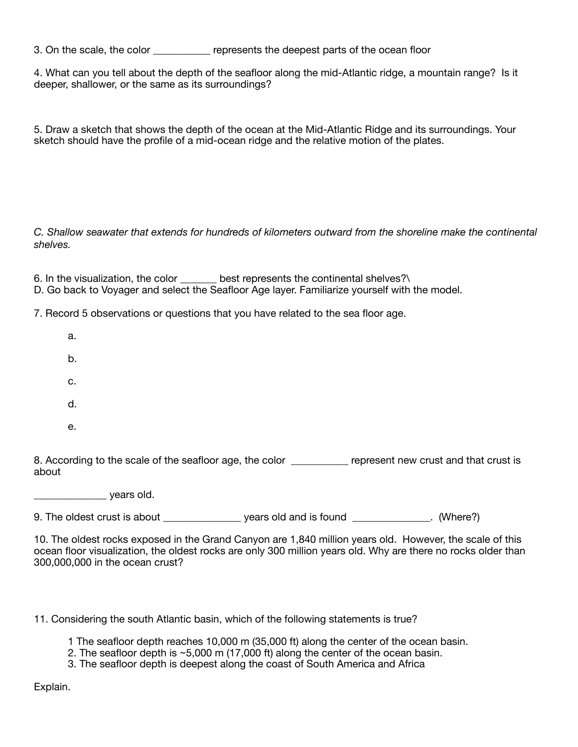3. On the scale, the color ___________ represents the deepest parts of the ocean floor

4. What can you tell about the depth of the seafloor along the mid-Atlantic ridge, a mountain range? Is it deeper, shallower, or the same as its surroundings?

5. Draw a sketch that shows the depth of the ocean at the Mid-Atlantic Ridge and its surroundings. Your sketch should have the profile of a mid-ocean ridge and the relative motion of the plates.

*C. Shallow seawater that extends for hundreds of kilometers outward from the shoreline make the continental shelves.*

6. In the visualization, the color _______ best represents the continental shelves?\
D. Go back to Voyager and select the Seafloor Age layer. Familiarize yourself with the model.

7. Record 5 observations or questions that you have related to the sea floor age.

   a.

   b.

   c.

   d.

   e.

8. According to the scale of the seafloor age, the color ___________ represent new crust and that crust is about

______________ years old.

9. The oldest crust is about _______________ years old and is found _______________. (Where?)

10. The oldest rocks exposed in the Grand Canyon are 1,840 million years old. However, the scale of this ocean floor visualization, the oldest rocks are only 300 million years old. Why are there no rocks older than 300,000,000 in the ocean crust?

11. Considering the south Atlantic basin, which of the following statements is true?

   1 The seafloor depth reaches 10,000 m (35,000 ft) along the center of the ocean basin.
   2. The seafloor depth is ~5,000 m (17,000 ft) along the center of the ocean basin.
   3. The seafloor depth is deepest along the coast of South America and Africa

Explain.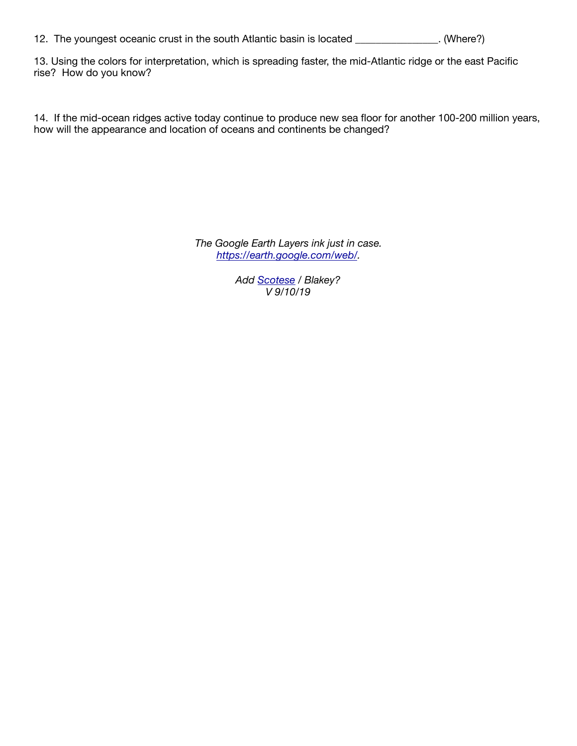12. The youngest oceanic crust in the south Atlantic basin is located _______________. (Where?)

13. Using the colors for interpretation, which is spreading faster, the mid-Atlantic ridge or the east Pacific rise? How do you know?

14. If the mid-ocean ridges active today continue to produce new sea floor for another 100-200 million years, how will the appearance and location of oceans and continents be changed?

*The Google Earth Layers ink just in case.*
*[https://earth.google.com/web/](https://earth.google.com/web/).*

*Add [Scotese](#) / Blakey?*
*V 9/10/19*